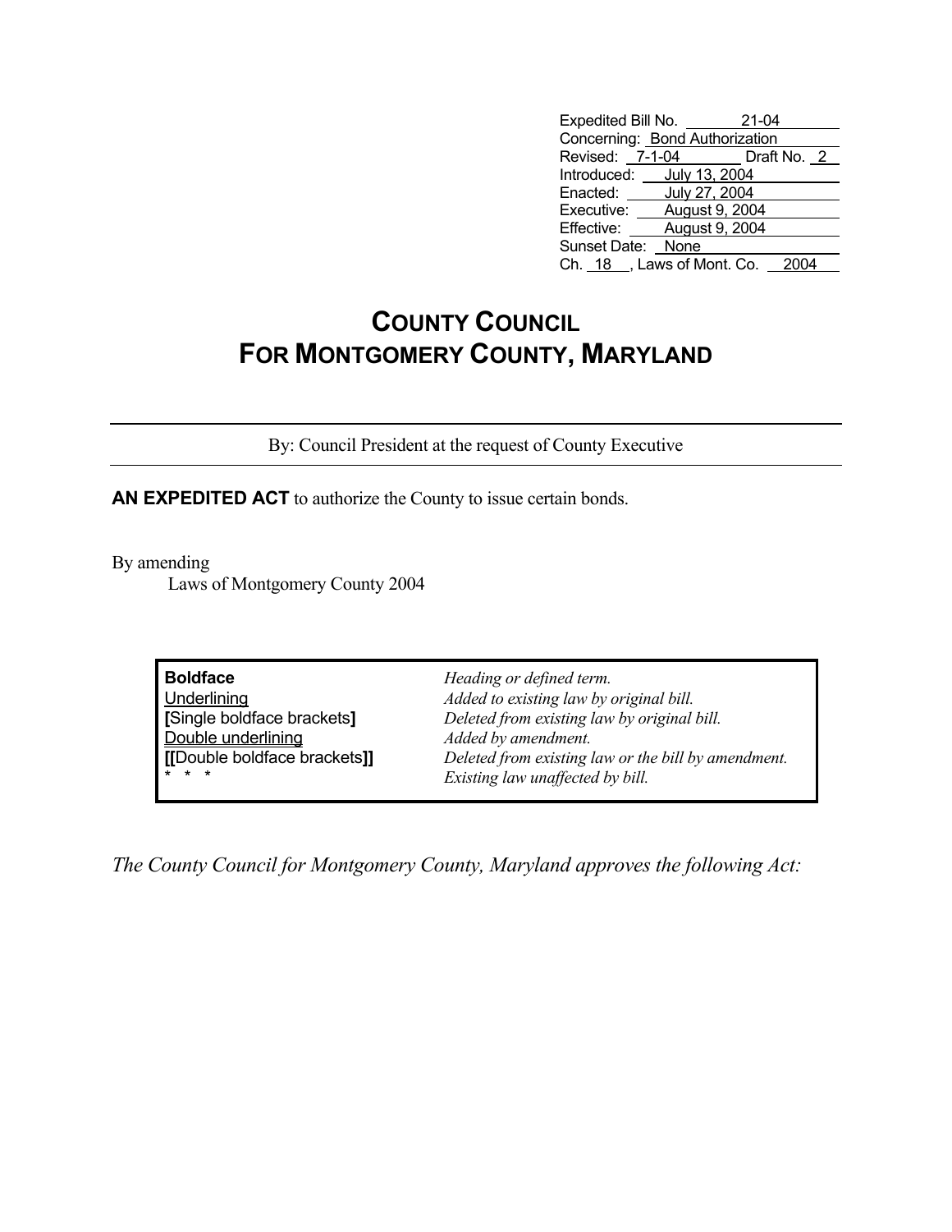| | |
|---|---|
| Expedited Bill No. | 21-04 |
| Concerning: | Bond Authorization |
| Revised: 7-1-04 | Draft No. 2 |
| Introduced: | July 13, 2004 |
| Enacted: | July 27, 2004 |
| Executive: | August 9, 2004 |
| Effective: | August 9, 2004 |
| Sunset Date: | None |
| Ch. 18, Laws of Mont. Co. | 2004 |

# COUNTY COUNCIL FOR MONTGOMERY COUNTY, MARYLAND

By: Council President at the request of County Executive

**AN EXPEDITED ACT** to authorize the County to issue certain bonds.

By amending

Laws of Montgomery County 2004

| | |
|---|---|
| **Boldface** | *Heading or defined term.* |
| <u>Underlining</u> | *Added to existing law by original bill.* |
| **[**Single boldface brackets**]** | *Deleted from existing law by original bill.* |
| <u>Double underlining</u> | *Added by amendment.* |
| **[[**Double boldface brackets**]]** | *Deleted from existing law or the bill by amendment.* |
| * * * | *Existing law unaffected by bill.* |

*The County Council for Montgomery County, Maryland approves the following Act:*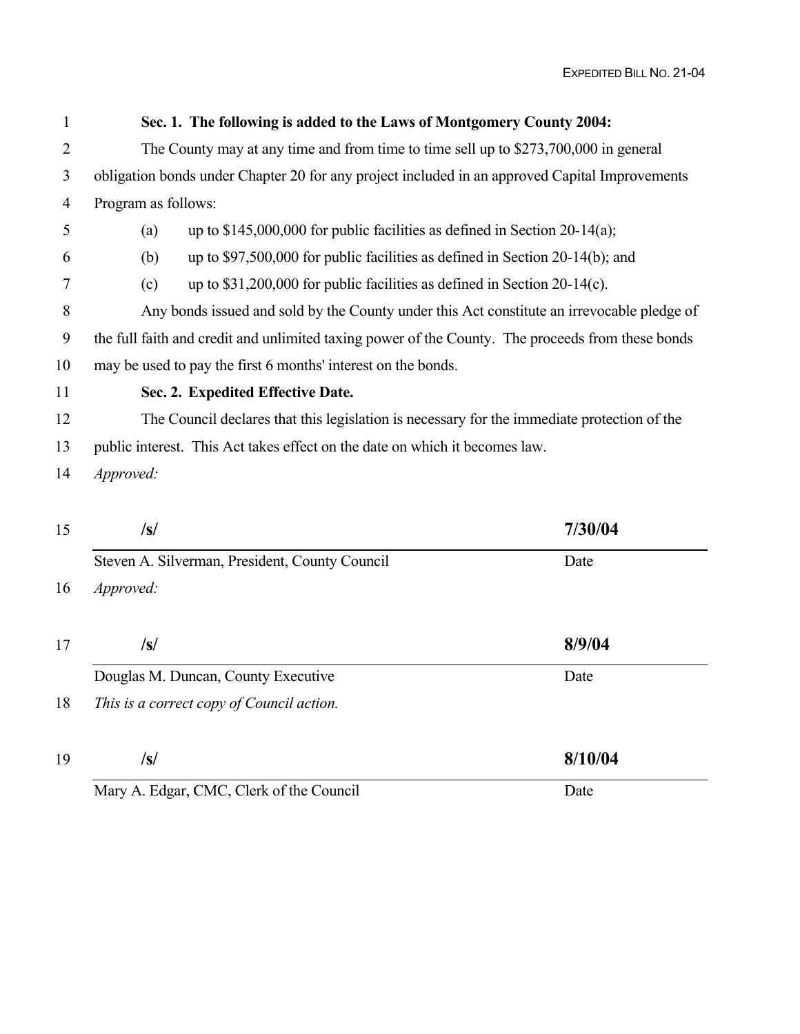**Sec. 1. The following is added to the Laws of Montgomery County 2004:**

The County may at any time and from time to time sell up to $273,700,000 in general obligation bonds under Chapter 20 for any project included in an approved Capital Improvements Program as follows:

(a) up to $145,000,000 for public facilities as defined in Section 20-14(a);

(b) up to $97,500,000 for public facilities as defined in Section 20-14(b); and

(c) up to $31,200,000 for public facilities as defined in Section 20-14(c).

Any bonds issued and sold by the County under this Act constitute an irrevocable pledge of the full faith and credit and unlimited taxing power of the County. The proceeds from these bonds may be used to pay the first 6 months' interest on the bonds.

**Sec. 2. Expedited Effective Date.**

The Council declares that this legislation is necessary for the immediate protection of the public interest. This Act takes effect on the date on which it becomes law.

*Approved:*

**/s/** **7/30/04**

Steven A. Silverman, President, County Council Date

*Approved:*

**/s/** **8/9/04**

Douglas M. Duncan, County Executive Date

*This is a correct copy of Council action.*

**/s/** **8/10/04**

Mary A. Edgar, CMC, Clerk of the Council Date